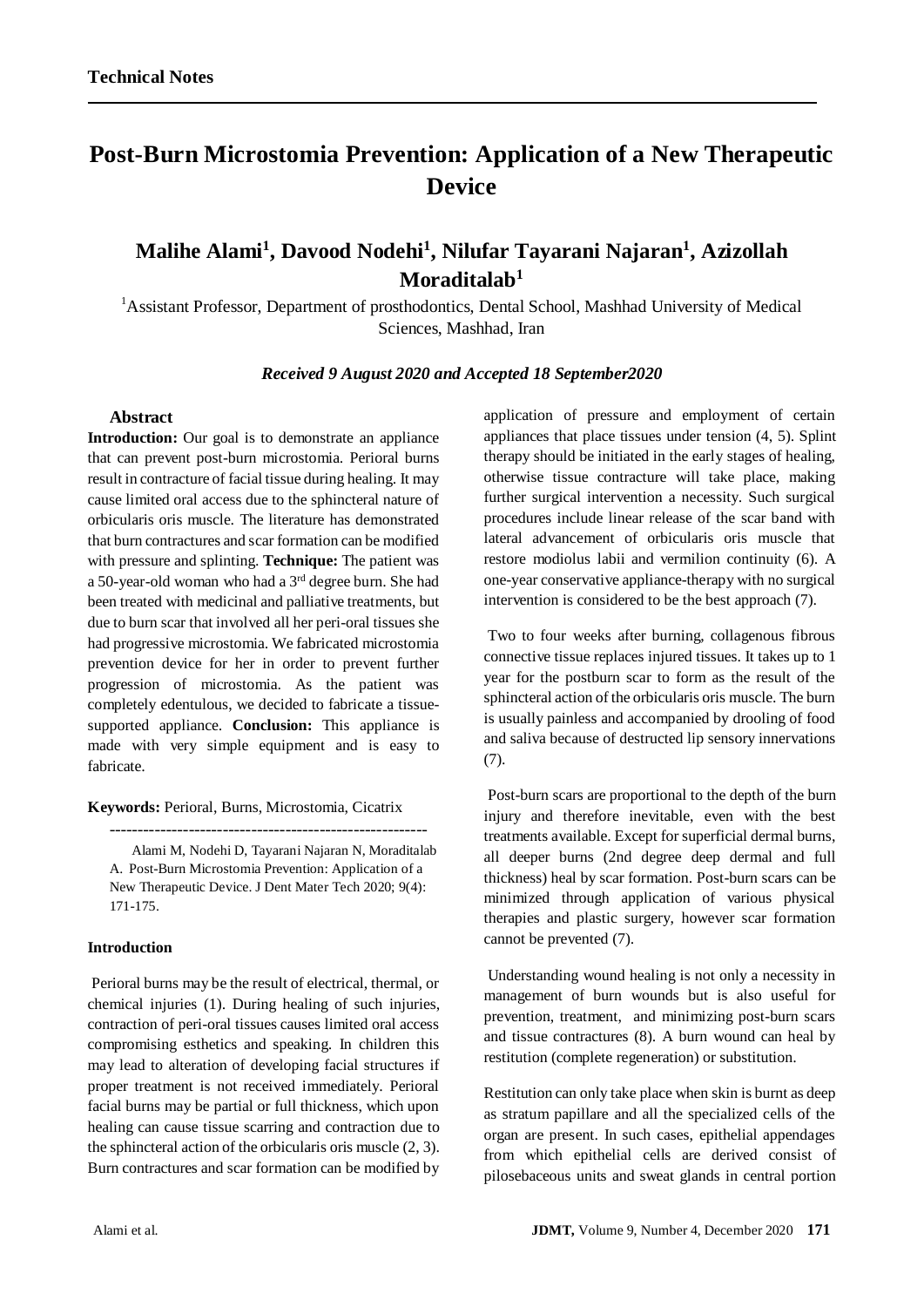**Technical Notes**

# Post-Burn Microstomia Prevention: Application of a New Therapeutic Device

## Malihe Alami[1], Davood Nodehi[1], Nilufar Tayarani Najaran[1], Azizollah Moraditalab[1]

[1]Assistant Professor, Department of prosthodontics, Dental School, Mashhad University of Medical Sciences, Mashhad, Iran

*Received 9 August 2020 and Accepted 18 September2020*

### Abstract

**Introduction:** Our goal is to demonstrate an appliance that can prevent post-burn microstomia. Perioral burns result in contracture of facial tissue during healing. It may cause limited oral access due to the sphincteral nature of orbicularis oris muscle. The literature has demonstrated that burn contractures and scar formation can be modified with pressure and splinting. **Technique:** The patient was a 50-year-old woman who had a 3rd degree burn. She had been treated with medicinal and palliative treatments, but due to burn scar that involved all her peri-oral tissues she had progressive microstomia. We fabricated microstomia prevention device for her in order to prevent further progression of microstomia. As the patient was completely edentulous, we decided to fabricate a tissue-supported appliance. **Conclusion:** This appliance is made with very simple equipment and is easy to fabricate.

**Keywords:** Perioral, Burns, Microstomia, Cicatrix

---

Alami M, Nodehi D, Tayarani Najaran N, Moraditalab A. Post-Burn Microstomia Prevention: Application of a New Therapeutic Device. J Dent Mater Tech 2020; 9(4): 171-175.

### Introduction

Perioral burns may be the result of electrical, thermal, or chemical injuries (1). During healing of such injuries, contraction of peri-oral tissues causes limited oral access compromising esthetics and speaking. In children this may lead to alteration of developing facial structures if proper treatment is not received immediately. Perioral facial burns may be partial or full thickness, which upon healing can cause tissue scarring and contraction due to the sphincteral action of the orbicularis oris muscle (2, 3). Burn contractures and scar formation can be modified by application of pressure and employment of certain appliances that place tissues under tension (4, 5). Splint therapy should be initiated in the early stages of healing, otherwise tissue contracture will take place, making further surgical intervention a necessity. Such surgical procedures include linear release of the scar band with lateral advancement of orbicularis oris muscle that restore modiolus labii and vermilion continuity (6). A one-year conservative appliance-therapy with no surgical intervention is considered to be the best approach (7).

Two to four weeks after burning, collagenous fibrous connective tissue replaces injured tissues. It takes up to 1 year for the postburn scar to form as the result of the sphincteral action of the orbicularis oris muscle. The burn is usually painless and accompanied by drooling of food and saliva because of destructed lip sensory innervations (7).

Post-burn scars are proportional to the depth of the burn injury and therefore inevitable, even with the best treatments available. Except for superficial dermal burns, all deeper burns (2nd degree deep dermal and full thickness) heal by scar formation. Post-burn scars can be minimized through application of various physical therapies and plastic surgery, however scar formation cannot be prevented (7).

Understanding wound healing is not only a necessity in management of burn wounds but is also useful for prevention, treatment, and minimizing post-burn scars and tissue contractures (8). A burn wound can heal by restitution (complete regeneration) or substitution.

Restitution can only take place when skin is burnt as deep as stratum papillare and all the specialized cells of the organ are present. In such cases, epithelial appendages from which epithelial cells are derived consist of pilosebaceous units and sweat glands in central portion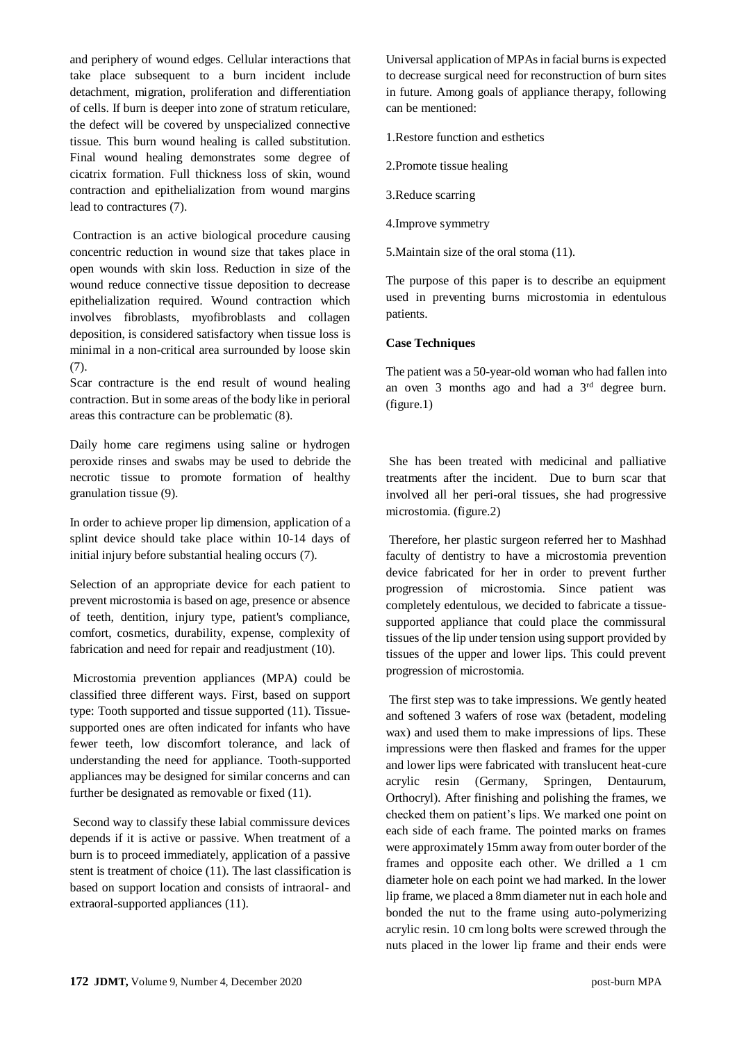and periphery of wound edges. Cellular interactions that take place subsequent to a burn incident include detachment, migration, proliferation and differentiation of cells. If burn is deeper into zone of stratum reticulare, the defect will be covered by unspecialized connective tissue. This burn wound healing is called substitution. Final wound healing demonstrates some degree of cicatrix formation. Full thickness loss of skin, wound contraction and epithelialization from wound margins lead to contractures (7).

Contraction is an active biological procedure causing concentric reduction in wound size that takes place in open wounds with skin loss. Reduction in size of the wound reduce connective tissue deposition to decrease epithelialization required. Wound contraction which involves fibroblasts, myofibroblasts and collagen deposition, is considered satisfactory when tissue loss is minimal in a non-critical area surrounded by loose skin (7).

Scar contracture is the end result of wound healing contraction. But in some areas of the body like in perioral areas this contracture can be problematic (8).

Daily home care regimens using saline or hydrogen peroxide rinses and swabs may be used to debride the necrotic tissue to promote formation of healthy granulation tissue (9).

In order to achieve proper lip dimension, application of a splint device should take place within 10-14 days of initial injury before substantial healing occurs (7).

Selection of an appropriate device for each patient to prevent microstomia is based on age, presence or absence of teeth, dentition, injury type, patient's compliance, comfort, cosmetics, durability, expense, complexity of fabrication and need for repair and readjustment (10).

Microstomia prevention appliances (MPA) could be classified three different ways. First, based on support type: Tooth supported and tissue supported (11). Tissue-supported ones are often indicated for infants who have fewer teeth, low discomfort tolerance, and lack of understanding the need for appliance. Tooth-supported appliances may be designed for similar concerns and can further be designated as removable or fixed (11).

Second way to classify these labial commissure devices depends if it is active or passive. When treatment of a burn is to proceed immediately, application of a passive stent is treatment of choice (11). The last classification is based on support location and consists of intraoral- and extraoral-supported appliances (11).

Universal application of MPAs in facial burns is expected to decrease surgical need for reconstruction of burn sites in future. Among goals of appliance therapy, following can be mentioned:

1. Restore function and esthetics
2. Promote tissue healing
3. Reduce scarring
4. Improve symmetry
5. Maintain size of the oral stoma (11).

The purpose of this paper is to describe an equipment used in preventing burns microstomia in edentulous patients.

**Case Techniques**

The patient was a 50-year-old woman who had fallen into an oven 3 months ago and had a 3rd degree burn. (figure.1)

She has been treated with medicinal and palliative treatments after the incident. Due to burn scar that involved all her peri-oral tissues, she had progressive microstomia. (figure.2)

Therefore, her plastic surgeon referred her to Mashhad faculty of dentistry to have a microstomia prevention device fabricated for her in order to prevent further progression of microstomia. Since patient was completely edentulous, we decided to fabricate a tissue-supported appliance that could place the commissural tissues of the lip under tension using support provided by tissues of the upper and lower lips. This could prevent progression of microstomia.

The first step was to take impressions. We gently heated and softened 3 wafers of rose wax (betadent, modeling wax) and used them to make impressions of lips. These impressions were then flasked and frames for the upper and lower lips were fabricated with translucent heat-cure acrylic resin (Germany, Springen, Dentaurum, Orthocryl). After finishing and polishing the frames, we checked them on patient's lips. We marked one point on each side of each frame. The pointed marks on frames were approximately 15mm away from outer border of the frames and opposite each other. We drilled a 1 cm diameter hole on each point we had marked. In the lower lip frame, we placed a 8mm diameter nut in each hole and bonded the nut to the frame using auto-polymerizing acrylic resin. 10 cm long bolts were screwed through the nuts placed in the lower lip frame and their ends were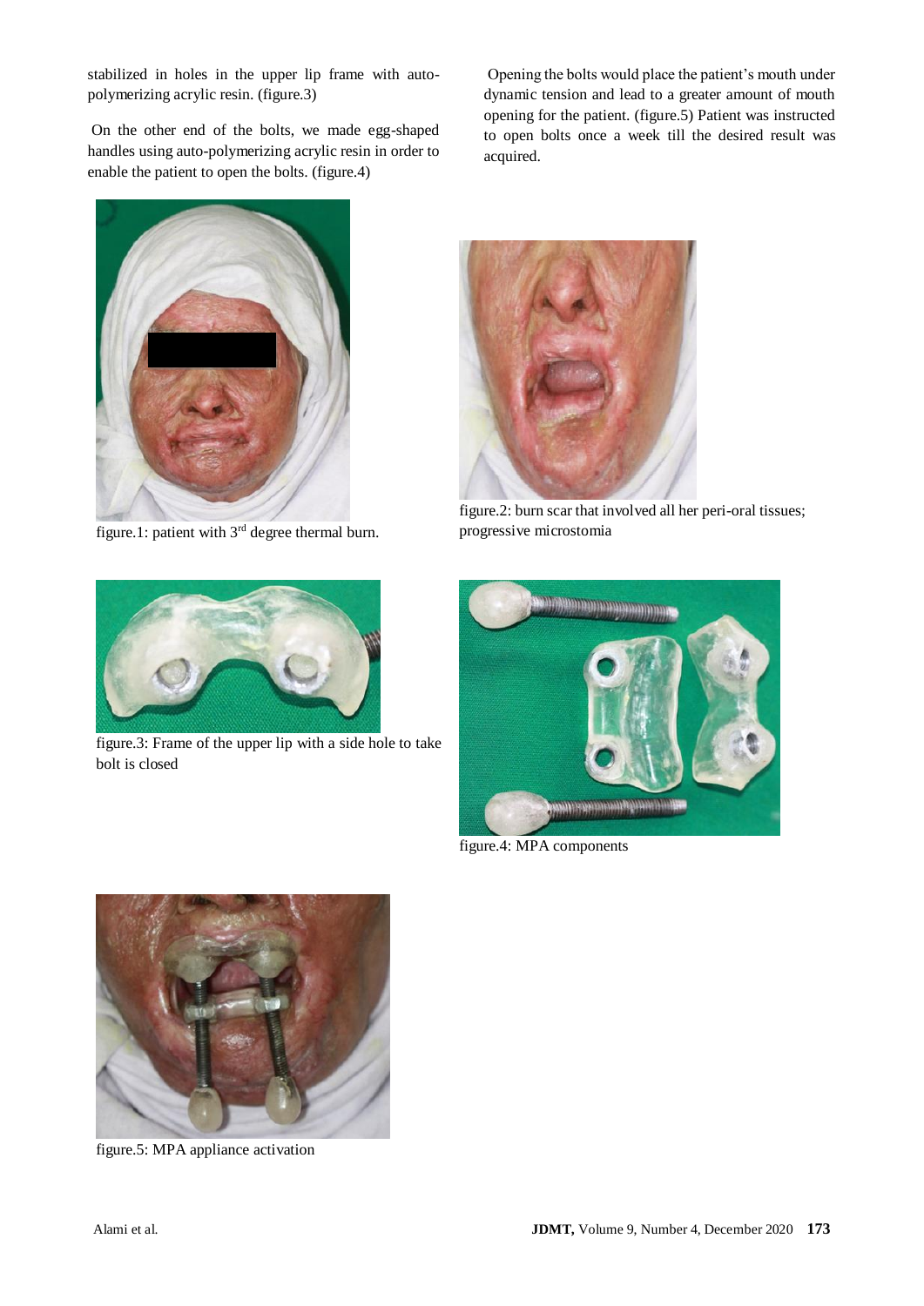stabilized in holes in the upper lip frame with auto-polymerizing acrylic resin. (figure.3)

On the other end of the bolts, we made egg-shaped handles using auto-polymerizing acrylic resin in order to enable the patient to open the bolts. (figure.4)

Opening the bolts would place the patient's mouth under dynamic tension and lead to a greater amount of mouth opening for the patient. (figure.5) Patient was instructed to open bolts once a week till the desired result was acquired.

figure.1: patient with 3rd degree thermal burn.

figure.2: burn scar that involved all her peri-oral tissues; progressive microstomia

figure.3: Frame of the upper lip with a side hole to take bolt is closed

figure.4: MPA components

figure.5: MPA appliance activation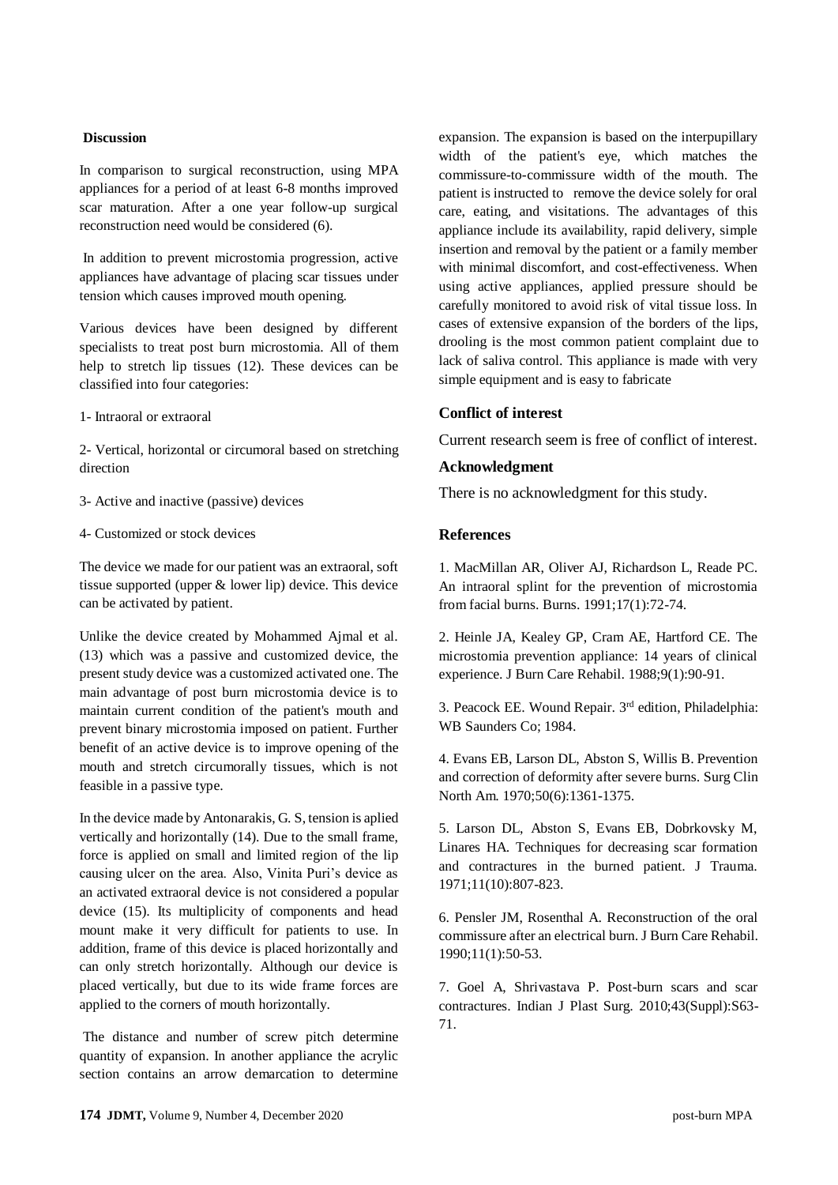## Discussion

In comparison to surgical reconstruction, using MPA appliances for a period of at least 6-8 months improved scar maturation. After a one year follow-up surgical reconstruction need would be considered (6).

In addition to prevent microstomia progression, active appliances have advantage of placing scar tissues under tension which causes improved mouth opening.

Various devices have been designed by different specialists to treat post burn microstomia. All of them help to stretch lip tissues (12). These devices can be classified into four categories:

1- Intraoral or extraoral

2- Vertical, horizontal or circumoral based on stretching direction

3- Active and inactive (passive) devices

4- Customized or stock devices

The device we made for our patient was an extraoral, soft tissue supported (upper & lower lip) device. This device can be activated by patient.

Unlike the device created by Mohammed Ajmal et al. (13) which was a passive and customized device, the present study device was a customized activated one. The main advantage of post burn microstomia device is to maintain current condition of the patient's mouth and prevent binary microstomia imposed on patient. Further benefit of an active device is to improve opening of the mouth and stretch circumorally tissues, which is not feasible in a passive type.

In the device made by Antonarakis, G. S, tension is aplied vertically and horizontally (14). Due to the small frame, force is applied on small and limited region of the lip causing ulcer on the area. Also, Vinita Puri's device as an activated extraoral device is not considered a popular device (15). Its multiplicity of components and head mount make it very difficult for patients to use. In addition, frame of this device is placed horizontally and can only stretch horizontally. Although our device is placed vertically, but due to its wide frame forces are applied to the corners of mouth horizontally.

The distance and number of screw pitch determine quantity of expansion. In another appliance the acrylic section contains an arrow demarcation to determine expansion. The expansion is based on the interpupillary width of the patient's eye, which matches the commissure-to-commissure width of the mouth. The patient is instructed to remove the device solely for oral care, eating, and visitations. The advantages of this appliance include its availability, rapid delivery, simple insertion and removal by the patient or a family member with minimal discomfort, and cost-effectiveness. When using active appliances, applied pressure should be carefully monitored to avoid risk of vital tissue loss. In cases of extensive expansion of the borders of the lips, drooling is the most common patient complaint due to lack of saliva control. This appliance is made with very simple equipment and is easy to fabricate

## Conflict of interest

Current research seem is free of conflict of interest.

## Acknowledgment

There is no acknowledgment for this study.

## References

1. MacMillan AR, Oliver AJ, Richardson L, Reade PC. An intraoral splint for the prevention of microstomia from facial burns. Burns. 1991;17(1):72-74.

2. Heinle JA, Kealey GP, Cram AE, Hartford CE. The microstomia prevention appliance: 14 years of clinical experience. J Burn Care Rehabil. 1988;9(1):90-91.

3. Peacock EE. Wound Repair. 3rd edition, Philadelphia: WB Saunders Co; 1984.

4. Evans EB, Larson DL, Abston S, Willis B. Prevention and correction of deformity after severe burns. Surg Clin North Am. 1970;50(6):1361-1375.

5. Larson DL, Abston S, Evans EB, Dobrkovsky M, Linares HA. Techniques for decreasing scar formation and contractures in the burned patient. J Trauma. 1971;11(10):807-823.

6. Pensler JM, Rosenthal A. Reconstruction of the oral commissure after an electrical burn. J Burn Care Rehabil. 1990;11(1):50-53.

7. Goel A, Shrivastava P. Post-burn scars and scar contractures. Indian J Plast Surg. 2010;43(Suppl):S63-71.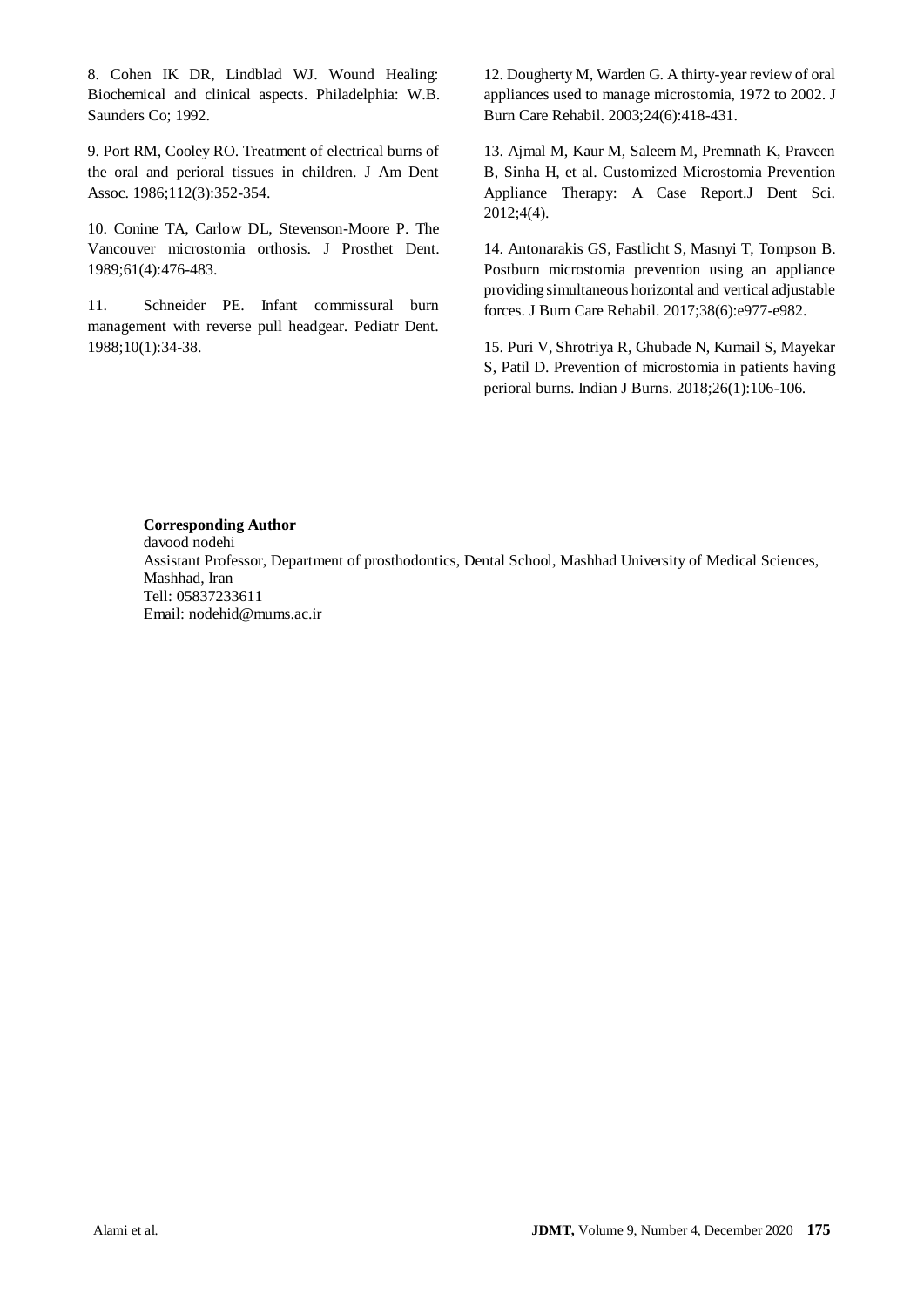8. Cohen IK DR, Lindblad WJ. Wound Healing: Biochemical and clinical aspects. Philadelphia: W.B. Saunders Co; 1992.

9. Port RM, Cooley RO. Treatment of electrical burns of the oral and perioral tissues in children. J Am Dent Assoc. 1986;112(3):352-354.

10. Conine TA, Carlow DL, Stevenson-Moore P. The Vancouver microstomia orthosis. J Prosthet Dent. 1989;61(4):476-483.

11. Schneider PE. Infant commissural burn management with reverse pull headgear. Pediatr Dent. 1988;10(1):34-38.

12. Dougherty M, Warden G. A thirty-year review of oral appliances used to manage microstomia, 1972 to 2002. J Burn Care Rehabil. 2003;24(6):418-431.

13. Ajmal M, Kaur M, Saleem M, Premnath K, Praveen B, Sinha H, et al. Customized Microstomia Prevention Appliance Therapy: A Case Report.J Dent Sci. 2012;4(4).

14. Antonarakis GS, Fastlicht S, Masnyi T, Tompson B. Postburn microstomia prevention using an appliance providing simultaneous horizontal and vertical adjustable forces. J Burn Care Rehabil. 2017;38(6):e977-e982.

15. Puri V, Shrotriya R, Ghubade N, Kumail S, Mayekar S, Patil D. Prevention of microstomia in patients having perioral burns. Indian J Burns. 2018;26(1):106-106.

**Corresponding Author**
davood nodehi
Assistant Professor, Department of prosthodontics, Dental School, Mashhad University of Medical Sciences, Mashhad, Iran
Tell: 05837233611
Email: nodehid@mums.ac.ir